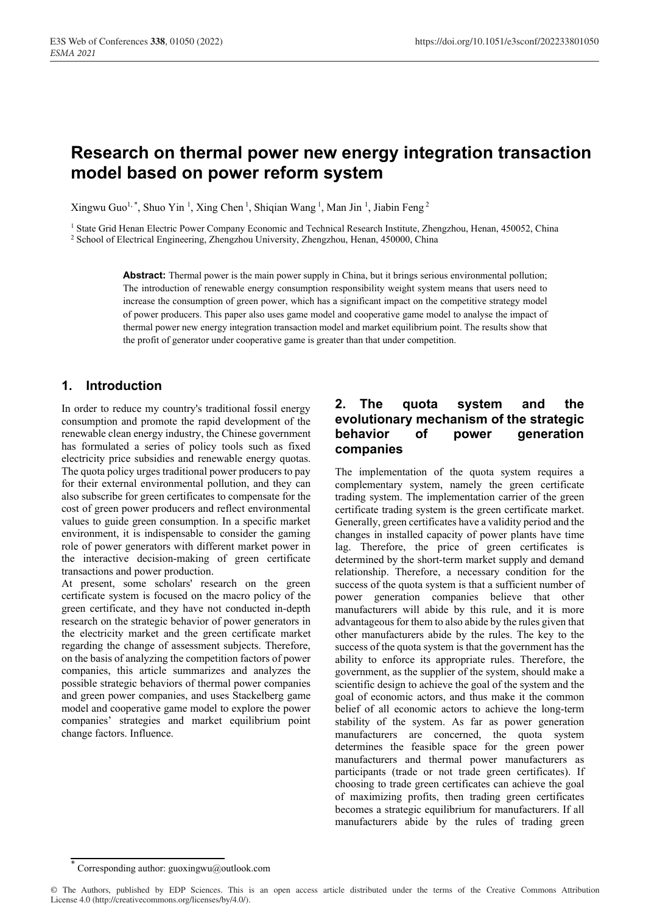# Research on thermal power new energy integration transaction model based on power reform system

Xingwu Guo[1,*], Shuo Yin[1], Xing Chen[1], Shiqian Wang[1], Man Jin[1], Jiabin Feng[2]

[1] State Grid Henan Electric Power Company Economic and Technical Research Institute, Zhengzhou, Henan, 450052, China
[2] School of Electrical Engineering, Zhengzhou University, Zhengzhou, Henan, 450000, China

**Abstract:** Thermal power is the main power supply in China, but it brings serious environmental pollution; The introduction of renewable energy consumption responsibility weight system means that users need to increase the consumption of green power, which has a significant impact on the competitive strategy model of power producers. This paper also uses game model and cooperative game model to analyse the impact of thermal power new energy integration transaction model and market equilibrium point. The results show that the profit of generator under cooperative game is greater than that under competition.

## 1. Introduction

In order to reduce my country's traditional fossil energy consumption and promote the rapid development of the renewable clean energy industry, the Chinese government has formulated a series of policy tools such as fixed electricity price subsidies and renewable energy quotas. The quota policy urges traditional power producers to pay for their external environmental pollution, and they can also subscribe for green certificates to compensate for the cost of green power producers and reflect environmental values to guide green consumption. In a specific market environment, it is indispensable to consider the gaming role of power generators with different market power in the interactive decision-making of green certificate transactions and power production.

At present, some scholars' research on the green certificate system is focused on the macro policy of the green certificate, and they have not conducted in-depth research on the strategic behavior of power generators in the electricity market and the green certificate market regarding the change of assessment subjects. Therefore, on the basis of analyzing the competition factors of power companies, this article summarizes and analyzes the possible strategic behaviors of thermal power companies and green power companies, and uses Stackelberg game model and cooperative game model to explore the power companies' strategies and market equilibrium point change factors. Influence.

## 2. The quota system and the evolutionary mechanism of the strategic behavior of power generation companies

The implementation of the quota system requires a complementary system, namely the green certificate trading system. The implementation carrier of the green certificate trading system is the green certificate market. Generally, green certificates have a validity period and the changes in installed capacity of power plants have time lag. Therefore, the price of green certificates is determined by the short-term market supply and demand relationship. Therefore, a necessary condition for the success of the quota system is that a sufficient number of power generation companies believe that other manufacturers will abide by this rule, and it is more advantageous for them to also abide by the rules given that other manufacturers abide by the rules. The key to the success of the quota system is that the government has the ability to enforce its appropriate rules. Therefore, the government, as the supplier of the system, should make a scientific design to achieve the goal of the system and the goal of economic actors, and thus make it the common belief of all economic actors to achieve the long-term stability of the system. As far as power generation manufacturers are concerned, the quota system determines the feasible space for the green power manufacturers and thermal power manufacturers as participants (trade or not trade green certificates). If choosing to trade green certificates can achieve the goal of maximizing profits, then trading green certificates becomes a strategic equilibrium for manufacturers. If all manufacturers abide by the rules of trading green

* Corresponding author: guoxingwu@outlook.com

© The Authors, published by EDP Sciences. This is an open access article distributed under the terms of the Creative Commons Attribution License 4.0 (http://creativecommons.org/licenses/by/4.0/).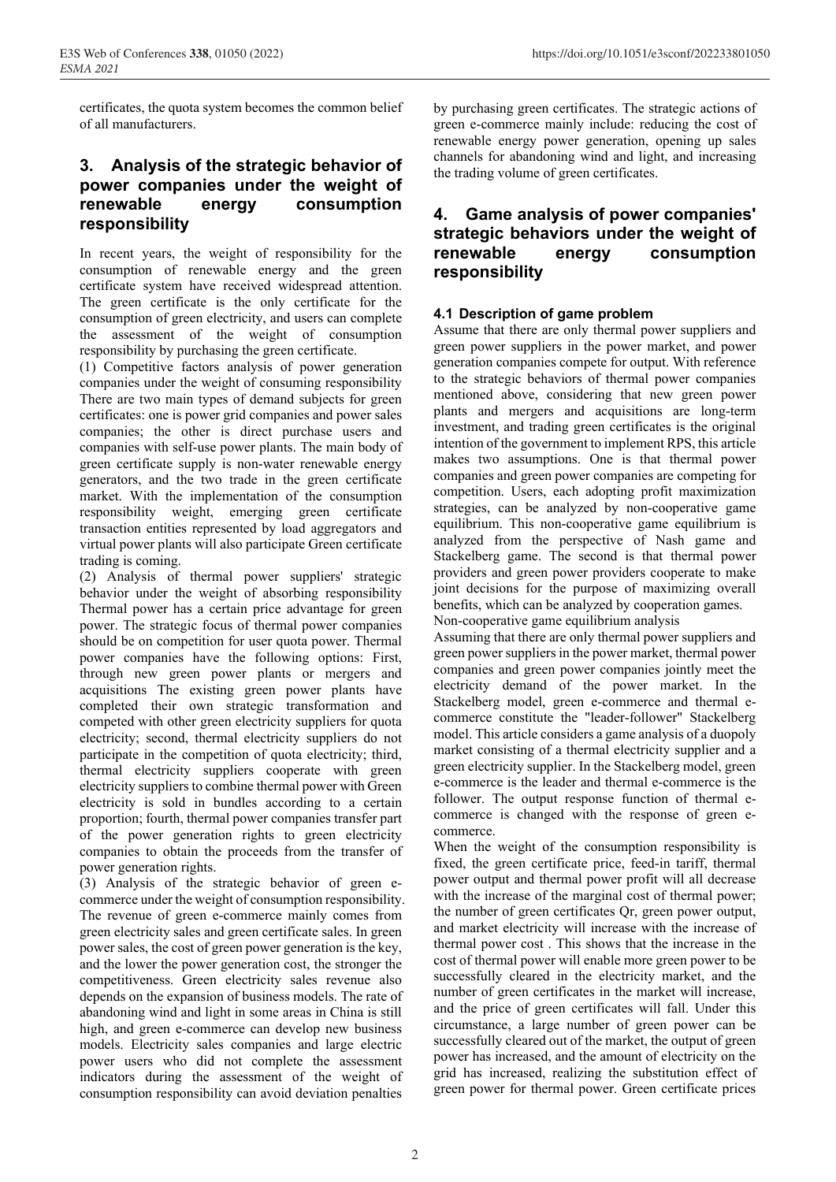certificates, the quota system becomes the common belief of all manufacturers.

## 3. Analysis of the strategic behavior of power companies under the weight of renewable energy consumption responsibility

In recent years, the weight of responsibility for the consumption of renewable energy and the green certificate system have received widespread attention. The green certificate is the only certificate for the consumption of green electricity, and users can complete the assessment of the weight of consumption responsibility by purchasing the green certificate.

(1) Competitive factors analysis of power generation companies under the weight of consuming responsibility There are two main types of demand subjects for green certificates: one is power grid companies and power sales companies; the other is direct purchase users and companies with self-use power plants. The main body of green certificate supply is non-water renewable energy generators, and the two trade in the green certificate market. With the implementation of the consumption responsibility weight, emerging green certificate transaction entities represented by load aggregators and virtual power plants will also participate Green certificate trading is coming.

(2) Analysis of thermal power suppliers' strategic behavior under the weight of absorbing responsibility Thermal power has a certain price advantage for green power. The strategic focus of thermal power companies should be on competition for user quota power. Thermal power companies have the following options: First, through new green power plants or mergers and acquisitions The existing green power plants have completed their own strategic transformation and competed with other green electricity suppliers for quota electricity; second, thermal electricity suppliers do not participate in the competition of quota electricity; third, thermal electricity suppliers cooperate with green electricity suppliers to combine thermal power with Green electricity is sold in bundles according to a certain proportion; fourth, thermal power companies transfer part of the power generation rights to green electricity companies to obtain the proceeds from the transfer of power generation rights.

(3) Analysis of the strategic behavior of green e-commerce under the weight of consumption responsibility. The revenue of green e-commerce mainly comes from green electricity sales and green certificate sales. In green power sales, the cost of green power generation is the key, and the lower the power generation cost, the stronger the competitiveness. Green electricity sales revenue also depends on the expansion of business models. The rate of abandoning wind and light in some areas in China is still high, and green e-commerce can develop new business models. Electricity sales companies and large electric power users who did not complete the assessment indicators during the assessment of the weight of consumption responsibility can avoid deviation penalties by purchasing green certificates. The strategic actions of green e-commerce mainly include: reducing the cost of renewable energy power generation, opening up sales channels for abandoning wind and light, and increasing the trading volume of green certificates.

## 4. Game analysis of power companies' strategic behaviors under the weight of renewable energy consumption responsibility

### 4.1 Description of game problem

Assume that there are only thermal power suppliers and green power suppliers in the power market, and power generation companies compete for output. With reference to the strategic behaviors of thermal power companies mentioned above, considering that new green power plants and mergers and acquisitions are long-term investment, and trading green certificates is the original intention of the government to implement RPS, this article makes two assumptions. One is that thermal power companies and green power companies are competing for competition. Users, each adopting profit maximization strategies, can be analyzed by non-cooperative game equilibrium. This non-cooperative game equilibrium is analyzed from the perspective of Nash game and Stackelberg game. The second is that thermal power providers and green power providers cooperate to make joint decisions for the purpose of maximizing overall benefits, which can be analyzed by cooperation games.

Non-cooperative game equilibrium analysis

Assuming that there are only thermal power suppliers and green power suppliers in the power market, thermal power companies and green power companies jointly meet the electricity demand of the power market. In the Stackelberg model, green e-commerce and thermal e-commerce constitute the "leader-follower" Stackelberg model. This article considers a game analysis of a duopoly market consisting of a thermal electricity supplier and a green electricity supplier. In the Stackelberg model, green e-commerce is the leader and thermal e-commerce is the follower. The output response function of thermal e-commerce is changed with the response of green e-commerce.

When the weight of the consumption responsibility is fixed, the green certificate price, feed-in tariff, thermal power output and thermal power profit will all decrease with the increase of the marginal cost of thermal power; the number of green certificates $Q_r$, green power output, and market electricity will increase with the increase of thermal power cost . This shows that the increase in the cost of thermal power will enable more green power to be successfully cleared in the electricity market, and the number of green certificates in the market will increase, and the price of green certificates will fall. Under this circumstance, a large number of green power can be successfully cleared out of the market, the output of green power has increased, and the amount of electricity on the grid has increased, realizing the substitution effect of green power for thermal power. Green certificate prices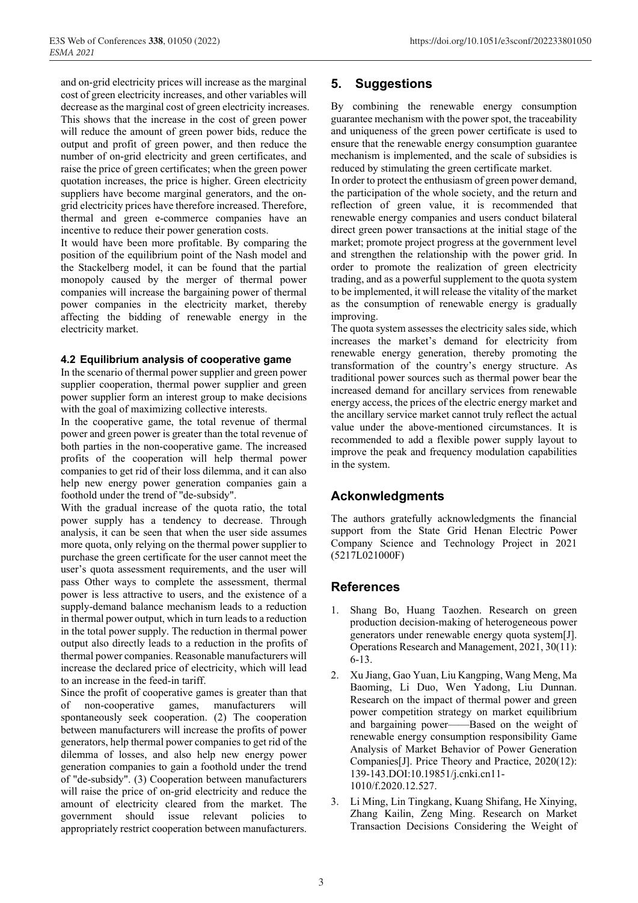and on-grid electricity prices will increase as the marginal cost of green electricity increases, and other variables will decrease as the marginal cost of green electricity increases. This shows that the increase in the cost of green power will reduce the amount of green power bids, reduce the output and profit of green power, and then reduce the number of on-grid electricity and green certificates, and raise the price of green certificates; when the green power quotation increases, the price is higher. Green electricity suppliers have become marginal generators, and the on-grid electricity prices have therefore increased. Therefore, thermal and green e-commerce companies have an incentive to reduce their power generation costs.

It would have been more profitable. By comparing the position of the equilibrium point of the Nash model and the Stackelberg model, it can be found that the partial monopoly caused by the merger of thermal power companies will increase the bargaining power of thermal power companies in the electricity market, thereby affecting the bidding of renewable energy in the electricity market.

### 4.2 Equilibrium analysis of cooperative game

In the scenario of thermal power supplier and green power supplier cooperation, thermal power supplier and green power supplier form an interest group to make decisions with the goal of maximizing collective interests.

In the cooperative game, the total revenue of thermal power and green power is greater than the total revenue of both parties in the non-cooperative game. The increased profits of the cooperation will help thermal power companies to get rid of their loss dilemma, and it can also help new energy power generation companies gain a foothold under the trend of "de-subsidy".

With the gradual increase of the quota ratio, the total power supply has a tendency to decrease. Through analysis, it can be seen that when the user side assumes more quota, only relying on the thermal power supplier to purchase the green certificate for the user cannot meet the user's quota assessment requirements, and the user will pass Other ways to complete the assessment, thermal power is less attractive to users, and the existence of a supply-demand balance mechanism leads to a reduction in thermal power output, which in turn leads to a reduction in the total power supply. The reduction in thermal power output also directly leads to a reduction in the profits of thermal power companies. Reasonable manufacturers will increase the declared price of electricity, which will lead to an increase in the feed-in tariff.

Since the profit of cooperative games is greater than that of non-cooperative games, manufacturers will spontaneously seek cooperation. (2) The cooperation between manufacturers will increase the profits of power generators, help thermal power companies to get rid of the dilemma of losses, and also help new energy power generation companies to gain a foothold under the trend of "de-subsidy". (3) Cooperation between manufacturers will raise the price of on-grid electricity and reduce the amount of electricity cleared from the market. The government should issue relevant policies to appropriately restrict cooperation between manufacturers.

## 5. Suggestions

By combining the renewable energy consumption guarantee mechanism with the power spot, the traceability and uniqueness of the green power certificate is used to ensure that the renewable energy consumption guarantee mechanism is implemented, and the scale of subsidies is reduced by stimulating the green certificate market.

In order to protect the enthusiasm of green power demand, the participation of the whole society, and the return and reflection of green value, it is recommended that renewable energy companies and users conduct bilateral direct green power transactions at the initial stage of the market; promote project progress at the government level and strengthen the relationship with the power grid. In order to promote the realization of green electricity trading, and as a powerful supplement to the quota system to be implemented, it will release the vitality of the market as the consumption of renewable energy is gradually improving.

The quota system assesses the electricity sales side, which increases the market's demand for electricity from renewable energy generation, thereby promoting the transformation of the country's energy structure. As traditional power sources such as thermal power bear the increased demand for ancillary services from renewable energy access, the prices of the electric energy market and the ancillary service market cannot truly reflect the actual value under the above-mentioned circumstances. It is recommended to add a flexible power supply layout to improve the peak and frequency modulation capabilities in the system.

## Ackonwledgments

The authors gratefully acknowledgments the financial support from the State Grid Henan Electric Power Company Science and Technology Project in 2021 (5217L021000F)

## References

1. Shang Bo, Huang Taozhen. Research on green production decision-making of heterogeneous power generators under renewable energy quota system[J]. Operations Research and Management, 2021, 30(11): 6-13.
2. Xu Jiang, Gao Yuan, Liu Kangping, Wang Meng, Ma Baoming, Li Duo, Wen Yadong, Liu Dunnan. Research on the impact of thermal power and green power competition strategy on market equilibrium and bargaining power——Based on the weight of renewable energy consumption responsibility Game Analysis of Market Behavior of Power Generation Companies[J]. Price Theory and Practice, 2020(12): 139-143.DOI:10.19851/j.cnki.cn11-1010/f.2020.12.527.
3. Li Ming, Lin Tingkang, Kuang Shifang, He Xinying, Zhang Kailin, Zeng Ming. Research on Market Transaction Decisions Considering the Weight of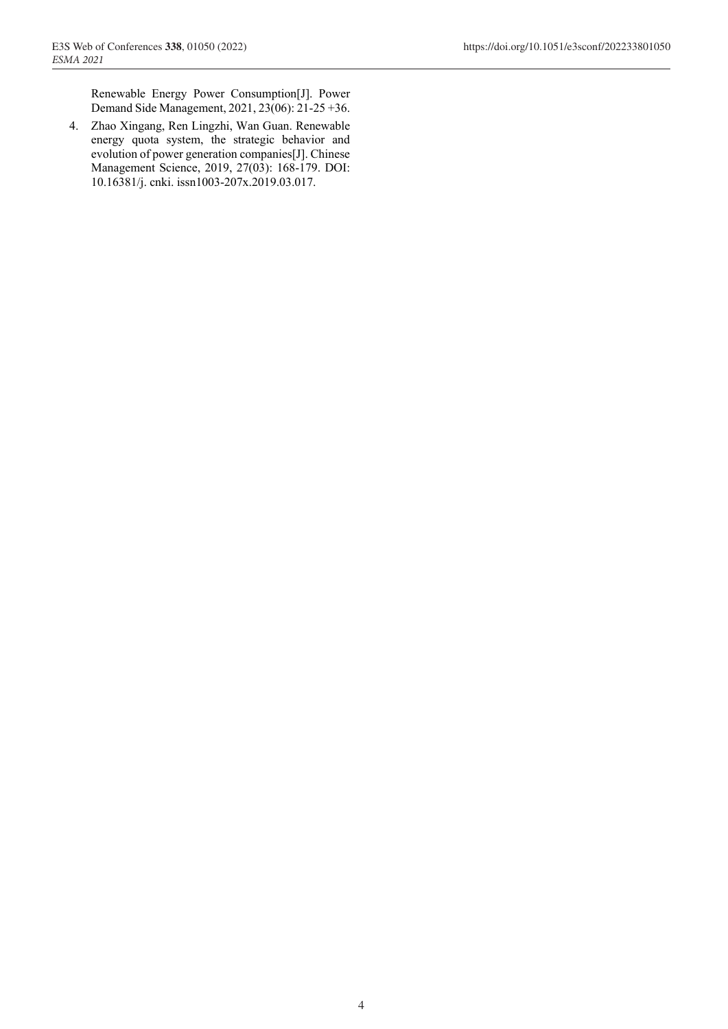Renewable Energy Power Consumption[J]. Power Demand Side Management, 2021, 23(06): 21-25 +36.

4. Zhao Xingang, Ren Lingzhi, Wan Guan. Renewable energy quota system, the strategic behavior and evolution of power generation companies[J]. Chinese Management Science, 2019, 27(03): 168-179. DOI: 10.16381/j. cnki. issn1003-207x.2019.03.017.